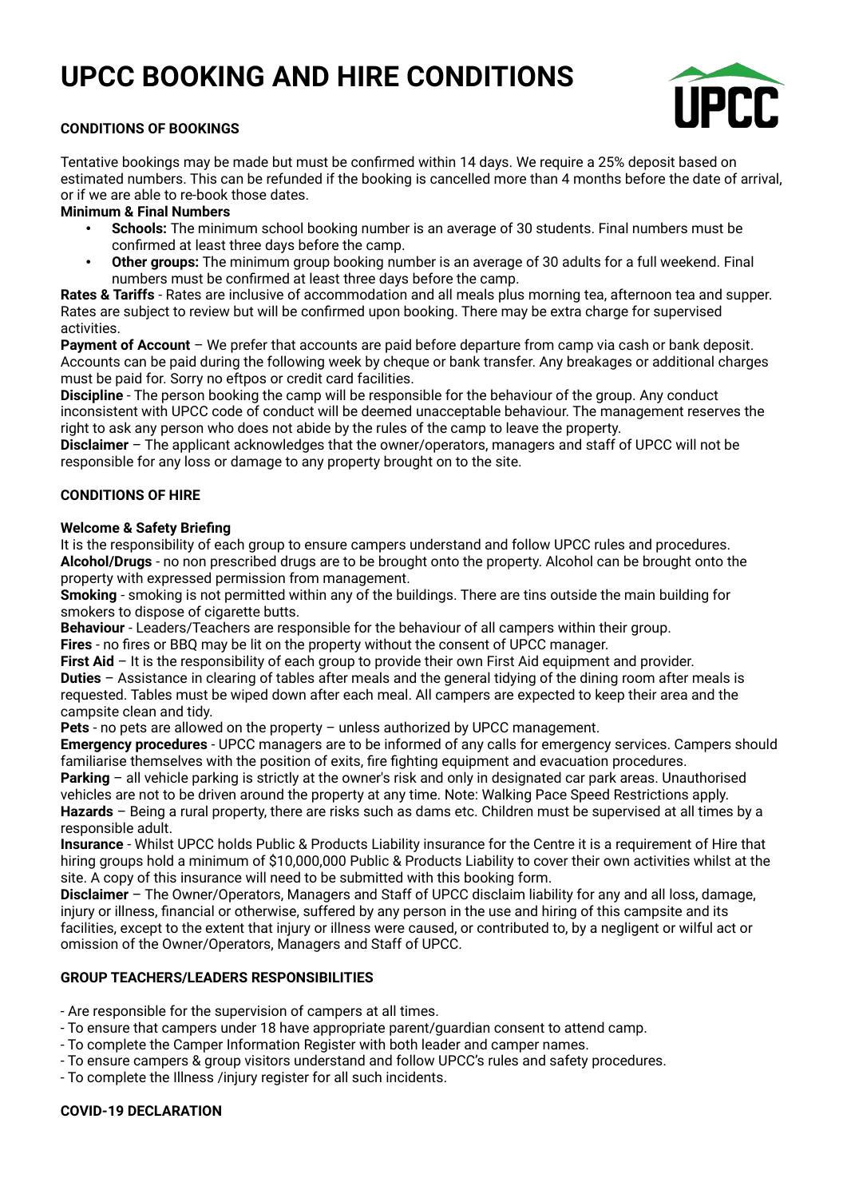# UPCC BOOKING AND HIRE CONDITIONS

**CONDITIONS OF BOOKINGS**

Tentative bookings may be made but must be confirmed within 14 days. We require a 25% deposit based on estimated numbers. This can be refunded if the booking is cancelled more than 4 months before the date of arrival, or if we are able to re-book those dates.

**Minimum & Final Numbers**

- **Schools:** The minimum school booking number is an average of 30 students. Final numbers must be confirmed at least three days before the camp.
- **Other groups:** The minimum group booking number is an average of 30 adults for a full weekend. Final numbers must be confirmed at least three days before the camp.

**Rates & Tariffs** - Rates are inclusive of accommodation and all meals plus morning tea, afternoon tea and supper. Rates are subject to review but will be confirmed upon booking. There may be extra charge for supervised activities.

**Payment of Account** – We prefer that accounts are paid before departure from camp via cash or bank deposit. Accounts can be paid during the following week by cheque or bank transfer. Any breakages or additional charges must be paid for. Sorry no eftpos or credit card facilities.

**Discipline** - The person booking the camp will be responsible for the behaviour of the group. Any conduct inconsistent with UPCC code of conduct will be deemed unacceptable behaviour. The management reserves the right to ask any person who does not abide by the rules of the camp to leave the property.

**Disclaimer** – The applicant acknowledges that the owner/operators, managers and staff of UPCC will not be responsible for any loss or damage to any property brought on to the site.

**CONDITIONS OF HIRE**

**Welcome & Safety Briefing**

It is the responsibility of each group to ensure campers understand and follow UPCC rules and procedures.

**Alcohol/Drugs** - no non prescribed drugs are to be brought onto the property. Alcohol can be brought onto the property with expressed permission from management.

**Smoking** - smoking is not permitted within any of the buildings. There are tins outside the main building for smokers to dispose of cigarette butts.

**Behaviour** - Leaders/Teachers are responsible for the behaviour of all campers within their group.

**Fires** - no fires or BBQ may be lit on the property without the consent of UPCC manager.

**First Aid** – It is the responsibility of each group to provide their own First Aid equipment and provider.

**Duties** – Assistance in clearing of tables after meals and the general tidying of the dining room after meals is requested. Tables must be wiped down after each meal. All campers are expected to keep their area and the campsite clean and tidy.

**Pets** - no pets are allowed on the property – unless authorized by UPCC management.

**Emergency procedures** - UPCC managers are to be informed of any calls for emergency services. Campers should familiarise themselves with the position of exits, fire fighting equipment and evacuation procedures.

**Parking** – all vehicle parking is strictly at the owner's risk and only in designated car park areas. Unauthorised vehicles are not to be driven around the property at any time. Note: Walking Pace Speed Restrictions apply.

**Hazards** – Being a rural property, there are risks such as dams etc. Children must be supervised at all times by a responsible adult.

**Insurance** - Whilst UPCC holds Public & Products Liability insurance for the Centre it is a requirement of Hire that hiring groups hold a minimum of $10,000,000 Public & Products Liability to cover their own activities whilst at the site. A copy of this insurance will need to be submitted with this booking form.

**Disclaimer** – The Owner/Operators, Managers and Staff of UPCC disclaim liability for any and all loss, damage, injury or illness, financial or otherwise, suffered by any person in the use and hiring of this campsite and its facilities, except to the extent that injury or illness were caused, or contributed to, by a negligent or wilful act or omission of the Owner/Operators, Managers and Staff of UPCC.

**GROUP TEACHERS/LEADERS RESPONSIBILITIES**

- Are responsible for the supervision of campers at all times.
- To ensure that campers under 18 have appropriate parent/guardian consent to attend camp.
- To complete the Camper Information Register with both leader and camper names.
- To ensure campers & group visitors understand and follow UPCC's rules and safety procedures.
- To complete the Illness /injury register for all such incidents.

**COVID-19 DECLARATION**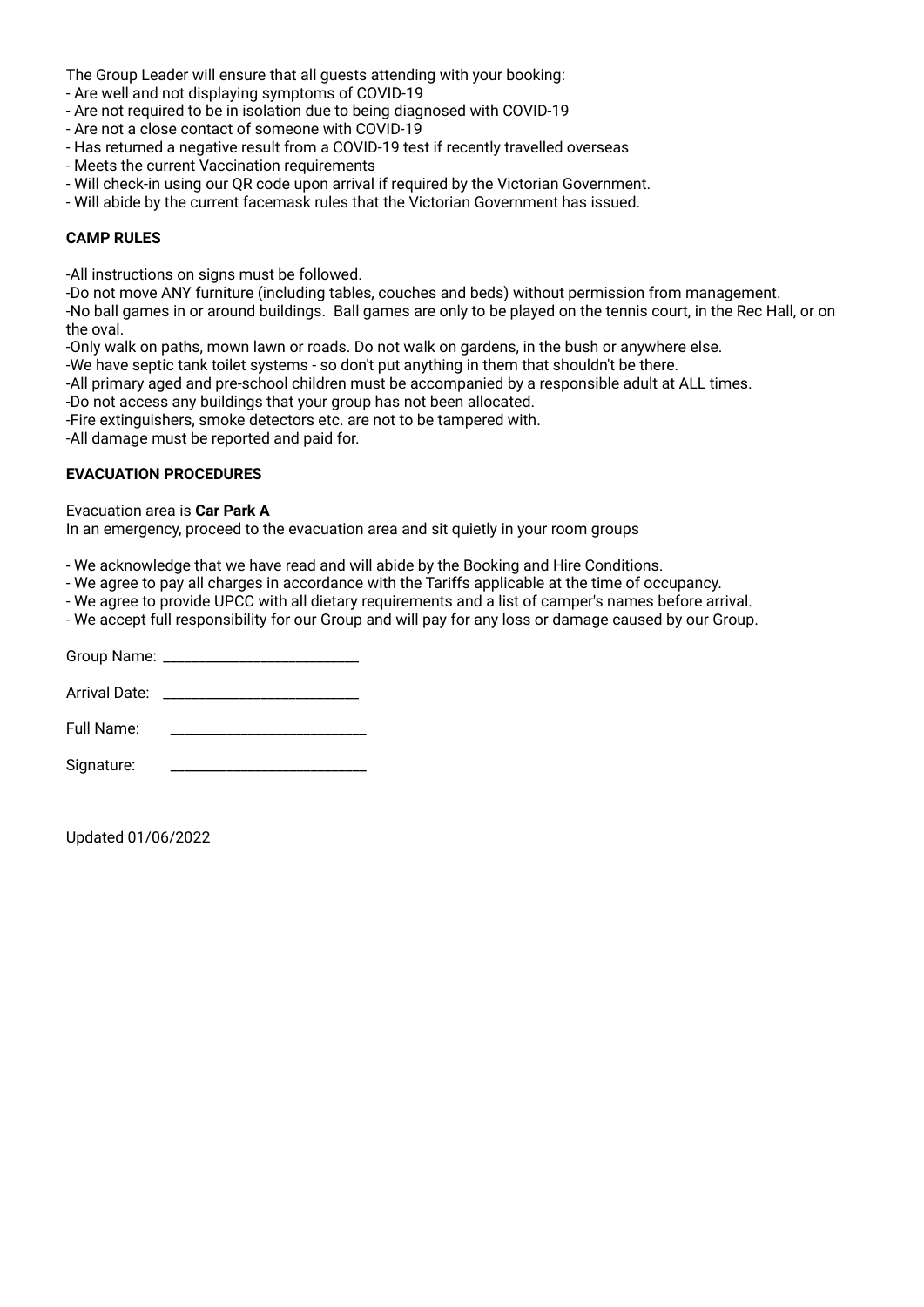The Group Leader will ensure that all guests attending with your booking:

- Are well and not displaying symptoms of COVID-19
- Are not required to be in isolation due to being diagnosed with COVID-19
- Are not a close contact of someone with COVID-19
- Has returned a negative result from a COVID-19 test if recently travelled overseas
- Meets the current Vaccination requirements
- Will check-in using our QR code upon arrival if required by the Victorian Government.
- Will abide by the current facemask rules that the Victorian Government has issued.

**CAMP RULES**

-All instructions on signs must be followed.
-Do not move ANY furniture (including tables, couches and beds) without permission from management.
-No ball games in or around buildings. Ball games are only to be played on the tennis court, in the Rec Hall, or on the oval.
-Only walk on paths, mown lawn or roads. Do not walk on gardens, in the bush or anywhere else.
-We have septic tank toilet systems - so don't put anything in them that shouldn't be there.
-All primary aged and pre-school children must be accompanied by a responsible adult at ALL times.
-Do not access any buildings that your group has not been allocated.
-Fire extinguishers, smoke detectors etc. are not to be tampered with.
-All damage must be reported and paid for.

**EVACUATION PROCEDURES**

Evacuation area is **Car Park A**
In an emergency, proceed to the evacuation area and sit quietly in your room groups

- We acknowledge that we have read and will abide by the Booking and Hire Conditions.
- We agree to pay all charges in accordance with the Tariffs applicable at the time of occupancy.
- We agree to provide UPCC with all dietary requirements and a list of camper's names before arrival.
- We accept full responsibility for our Group and will pay for any loss or damage caused by our Group.

Group Name: ___________________________

Arrival Date: ___________________________

Full Name: ___________________________

Signature: ___________________________

Updated 01/06/2022